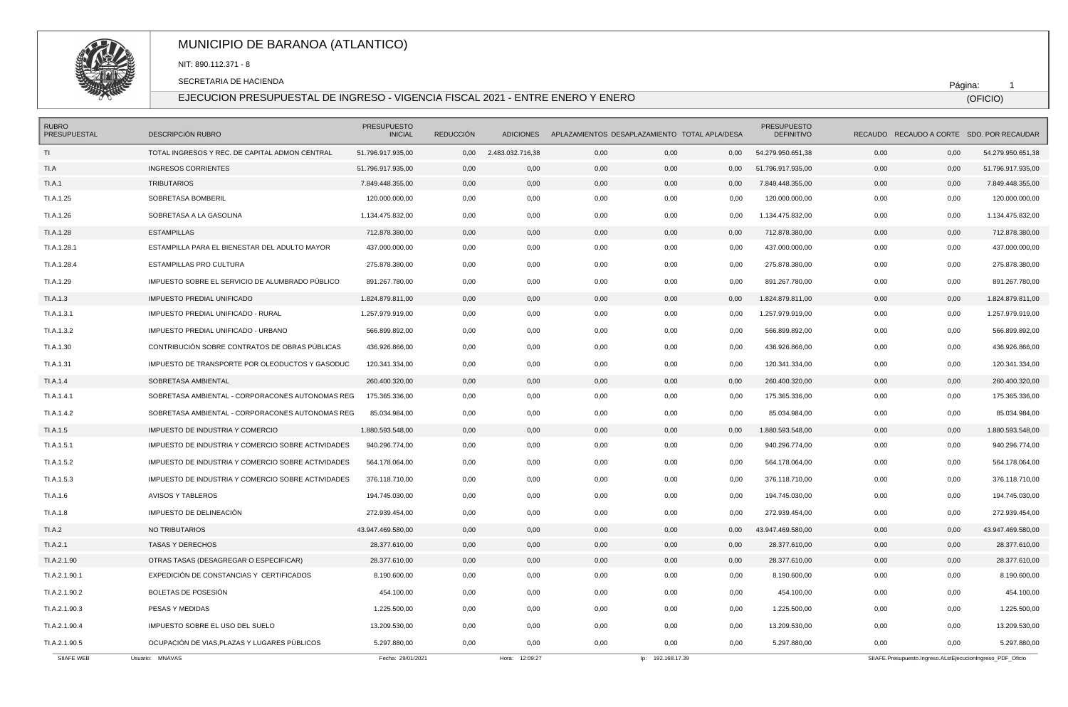# MUNICIPIO DE BARANOA (ATLANTICO)

NIT: 890.112.371 - 8

SECRETARIA DE HACIENDA

## EJECUCION PRESUPUESTAL DE INGRESO - VIGENCIA FISCAL 2021 - ENTRE ENERO Y ENERO

(OFICIO)

| RUBRO PRESUPUESTAL | DESCRIPCIÓN RUBRO | PRESUPUESTO INICIAL | REDUCCIÓN | ADICIONES | APLAZAMIENTOS | DESAPLAZAMIENTO | TOTAL APLA/DESA | PRESUPUESTO DEFINITIVO | RECAUDO | RECAUDO A CORTE | SDO. POR RECAUDAR |
|---|---|---|---|---|---|---|---|---|---|---|---|
| TI | TOTAL INGRESOS Y REC. DE CAPITAL ADMON CENTRAL | 51.796.917.935,00 | 0,00 | 2.483.032.716,38 | 0,00 | 0,00 | 0,00 | 54.279.950.651,38 | 0,00 | 0,00 | 54.279.950.651,38 |
| TI.A | INGRESOS CORRIENTES | 51.796.917.935,00 | 0,00 | 0,00 | 0,00 | 0,00 | 0,00 | 51.796.917.935,00 | 0,00 | 0,00 | 51.796.917.935,00 |
| TI.A.1 | TRIBUTARIOS | 7.849.448.355,00 | 0,00 | 0,00 | 0,00 | 0,00 | 0,00 | 7.849.448.355,00 | 0,00 | 0,00 | 7.849.448.355,00 |
| TI.A.1.25 | SOBRETASA BOMBERIL | 120.000.000,00 | 0,00 | 0,00 | 0,00 | 0,00 | 0,00 | 120.000.000,00 | 0,00 | 0,00 | 120.000.000,00 |
| TI.A.1.26 | SOBRETASA A LA GASOLINA | 1.134.475.832,00 | 0,00 | 0,00 | 0,00 | 0,00 | 0,00 | 1.134.475.832,00 | 0,00 | 0,00 | 1.134.475.832,00 |
| TI.A.1.28 | ESTAMPILLAS | 712.878.380,00 | 0,00 | 0,00 | 0,00 | 0,00 | 0,00 | 712.878.380,00 | 0,00 | 0,00 | 712.878.380,00 |
| TI.A.1.28.1 | ESTAMPILLA PARA EL BIENESTAR DEL ADULTO MAYOR | 437.000.000,00 | 0,00 | 0,00 | 0,00 | 0,00 | 0,00 | 437.000.000,00 | 0,00 | 0,00 | 437.000.000,00 |
| TI.A.1.28.4 | ESTAMPILLAS PRO CULTURA | 275.878.380,00 | 0,00 | 0,00 | 0,00 | 0,00 | 0,00 | 275.878.380,00 | 0,00 | 0,00 | 275.878.380,00 |
| TI.A.1.29 | IMPUESTO SOBRE EL SERVICIO DE ALUMBRADO PÚBLICO | 891.267.780,00 | 0,00 | 0,00 | 0,00 | 0,00 | 0,00 | 891.267.780,00 | 0,00 | 0,00 | 891.267.780,00 |
| TI.A.1.3 | IMPUESTO PREDIAL UNIFICADO | 1.824.879.811,00 | 0,00 | 0,00 | 0,00 | 0,00 | 0,00 | 1.824.879.811,00 | 0,00 | 0,00 | 1.824.879.811,00 |
| TI.A.1.3.1 | IMPUESTO PREDIAL UNIFICADO - RURAL | 1.257.979.919,00 | 0,00 | 0,00 | 0,00 | 0,00 | 0,00 | 1.257.979.919,00 | 0,00 | 0,00 | 1.257.979.919,00 |
| TI.A.1.3.2 | IMPUESTO PREDIAL UNIFICADO - URBANO | 566.899.892,00 | 0,00 | 0,00 | 0,00 | 0,00 | 0,00 | 566.899.892,00 | 0,00 | 0,00 | 566.899.892,00 |
| TI.A.1.30 | CONTRIBUCIÓN SOBRE CONTRATOS DE OBRAS PÚBLICAS | 436.926.866,00 | 0,00 | 0,00 | 0,00 | 0,00 | 0,00 | 436.926.866,00 | 0,00 | 0,00 | 436.926.866,00 |
| TI.A.1.31 | IMPUESTO DE TRANSPORTE POR OLEODUCTOS Y GASODUC | 120.341.334,00 | 0,00 | 0,00 | 0,00 | 0,00 | 0,00 | 120.341.334,00 | 0,00 | 0,00 | 120.341.334,00 |
| TI.A.1.4 | SOBRETASA AMBIENTAL | 260.400.320,00 | 0,00 | 0,00 | 0,00 | 0,00 | 0,00 | 260.400.320,00 | 0,00 | 0,00 | 260.400.320,00 |
| TI.A.1.4.1 | SOBRETASA AMBIENTAL - CORPORACONES AUTONOMAS REG | 175.365.336,00 | 0,00 | 0,00 | 0,00 | 0,00 | 0,00 | 175.365.336,00 | 0,00 | 0,00 | 175.365.336,00 |
| TI.A.1.4.2 | SOBRETASA AMBIENTAL - CORPORACONES AUTONOMAS REG | 85.034.984,00 | 0,00 | 0,00 | 0,00 | 0,00 | 0,00 | 85.034.984,00 | 0,00 | 0,00 | 85.034.984,00 |
| TI.A.1.5 | IMPUESTO DE INDUSTRIA Y COMERCIO | 1.880.593.548,00 | 0,00 | 0,00 | 0,00 | 0,00 | 0,00 | 1.880.593.548,00 | 0,00 | 0,00 | 1.880.593.548,00 |
| TI.A.1.5.1 | IMPUESTO DE INDUSTRIA Y COMERCIO SOBRE ACTIVIDADES | 940.296.774,00 | 0,00 | 0,00 | 0,00 | 0,00 | 0,00 | 940.296.774,00 | 0,00 | 0,00 | 940.296.774,00 |
| TI.A.1.5.2 | IMPUESTO DE INDUSTRIA Y COMERCIO SOBRE ACTIVIDADES | 564.178.064,00 | 0,00 | 0,00 | 0,00 | 0,00 | 0,00 | 564.178.064,00 | 0,00 | 0,00 | 564.178.064,00 |
| TI.A.1.5.3 | IMPUESTO DE INDUSTRIA Y COMERCIO SOBRE ACTIVIDADES | 376.118.710,00 | 0,00 | 0,00 | 0,00 | 0,00 | 0,00 | 376.118.710,00 | 0,00 | 0,00 | 376.118.710,00 |
| TI.A.1.6 | AVISOS Y TABLEROS | 194.745.030,00 | 0,00 | 0,00 | 0,00 | 0,00 | 0,00 | 194.745.030,00 | 0,00 | 0,00 | 194.745.030,00 |
| TI.A.1.8 | IMPUESTO DE DELINEACIÓN | 272.939.454,00 | 0,00 | 0,00 | 0,00 | 0,00 | 0,00 | 272.939.454,00 | 0,00 | 0,00 | 272.939.454,00 |
| TI.A.2 | NO TRIBUTARIOS | 43.947.469.580,00 | 0,00 | 0,00 | 0,00 | 0,00 | 0,00 | 43.947.469.580,00 | 0,00 | 0,00 | 43.947.469.580,00 |
| TI.A.2.1 | TASAS Y DERECHOS | 28.377.610,00 | 0,00 | 0,00 | 0,00 | 0,00 | 0,00 | 28.377.610,00 | 0,00 | 0,00 | 28.377.610,00 |
| TI.A.2.1.90 | OTRAS TASAS (DESAGREGAR O ESPECIFICAR) | 28.377.610,00 | 0,00 | 0,00 | 0,00 | 0,00 | 0,00 | 28.377.610,00 | 0,00 | 0,00 | 28.377.610,00 |
| TI.A.2.1.90.1 | EXPEDICIÓN DE CONSTANCIAS Y CERTIFICADOS | 8.190.600,00 | 0,00 | 0,00 | 0,00 | 0,00 | 0,00 | 8.190.600,00 | 0,00 | 0,00 | 8.190.600,00 |
| TI.A.2.1.90.2 | BOLETAS DE POSESIÓN | 454.100,00 | 0,00 | 0,00 | 0,00 | 0,00 | 0,00 | 454.100,00 | 0,00 | 0,00 | 454.100,00 |
| TI.A.2.1.90.3 | PESAS Y MEDIDAS | 1.225.500,00 | 0,00 | 0,00 | 0,00 | 0,00 | 0,00 | 1.225.500,00 | 0,00 | 0,00 | 1.225.500,00 |
| TI.A.2.1.90.4 | IMPUESTO SOBRE EL USO DEL SUELO | 13.209.530,00 | 0,00 | 0,00 | 0,00 | 0,00 | 0,00 | 13.209.530,00 | 0,00 | 0,00 | 13.209.530,00 |
| TI.A.2.1.90.5 | OCUPACIÓN DE VIAS,PLAZAS Y LUGARES PÚBLICOS | 5.297.880,00 | 0,00 | 0,00 | 0,00 | 0,00 | 0,00 | 5.297.880,00 | 0,00 | 0,00 | 5.297.880,00 |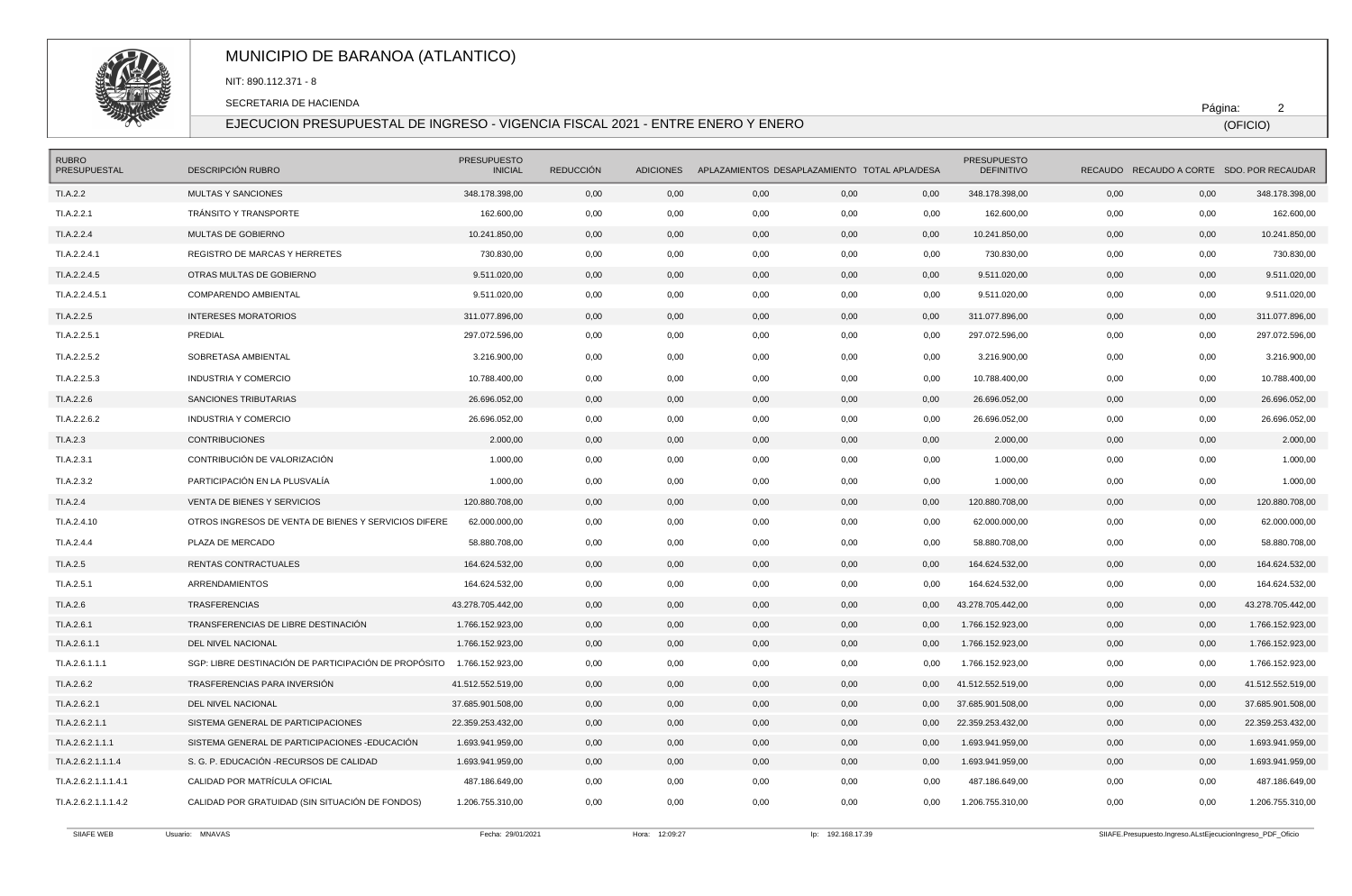# MUNICIPIO DE BARANOA (ATLANTICO)

NIT: 890.112.371 - 8

SECRETARIA DE HACIENDA

EJECUCION PRESUPUESTAL DE INGRESO - VIGENCIA FISCAL 2021 - ENTRE ENERO Y ENERO

(OFICIO)

| RUBRO PRESUPUESTAL | DESCRIPCIÓN RUBRO | PRESUPUESTO INICIAL | REDUCCIÓN | ADICIONES | APLAZAMIENTOS | DESPLAZAMIENTO | TOTAL APLA/DESA | PRESUPUESTO DEFINITIVO | RECAUDO | RECAUDO A CORTE | SDO. POR RECAUDAR |
|---|---|---|---|---|---|---|---|---|---|---|---|
| TI.A.2.2 | MULTAS Y SANCIONES | 348.178.398,00 | 0,00 | 0,00 | 0,00 | 0,00 | 0,00 | 348.178.398,00 | 0,00 | 0,00 | 348.178.398,00 |
| TI.A.2.2.1 | TRÁNSITO Y TRANSPORTE | 162.600,00 | 0,00 | 0,00 | 0,00 | 0,00 | 0,00 | 162.600,00 | 0,00 | 0,00 | 162.600,00 |
| TI.A.2.2.4 | MULTAS DE GOBIERNO | 10.241.850,00 | 0,00 | 0,00 | 0,00 | 0,00 | 0,00 | 10.241.850,00 | 0,00 | 0,00 | 10.241.850,00 |
| TI.A.2.2.4.1 | REGISTRO DE MARCAS Y HERRETES | 730.830,00 | 0,00 | 0,00 | 0,00 | 0,00 | 0,00 | 730.830,00 | 0,00 | 0,00 | 730.830,00 |
| TI.A.2.2.4.5 | OTRAS MULTAS DE GOBIERNO | 9.511.020,00 | 0,00 | 0,00 | 0,00 | 0,00 | 0,00 | 9.511.020,00 | 0,00 | 0,00 | 9.511.020,00 |
| TI.A.2.2.4.5.1 | COMPARENDO AMBIENTAL | 9.511.020,00 | 0,00 | 0,00 | 0,00 | 0,00 | 0,00 | 9.511.020,00 | 0,00 | 0,00 | 9.511.020,00 |
| TI.A.2.2.5 | INTERESES MORATORIOS | 311.077.896,00 | 0,00 | 0,00 | 0,00 | 0,00 | 0,00 | 311.077.896,00 | 0,00 | 0,00 | 311.077.896,00 |
| TI.A.2.2.5.1 | PREDIAL | 297.072.596,00 | 0,00 | 0,00 | 0,00 | 0,00 | 0,00 | 297.072.596,00 | 0,00 | 0,00 | 297.072.596,00 |
| TI.A.2.2.5.2 | SOBRETASA AMBIENTAL | 3.216.900,00 | 0,00 | 0,00 | 0,00 | 0,00 | 0,00 | 3.216.900,00 | 0,00 | 0,00 | 3.216.900,00 |
| TI.A.2.2.5.3 | INDUSTRIA Y COMERCIO | 10.788.400,00 | 0,00 | 0,00 | 0,00 | 0,00 | 0,00 | 10.788.400,00 | 0,00 | 0,00 | 10.788.400,00 |
| TI.A.2.2.6 | SANCIONES TRIBUTARIAS | 26.696.052,00 | 0,00 | 0,00 | 0,00 | 0,00 | 0,00 | 26.696.052,00 | 0,00 | 0,00 | 26.696.052,00 |
| TI.A.2.2.6.2 | INDUSTRIA Y COMERCIO | 26.696.052,00 | 0,00 | 0,00 | 0,00 | 0,00 | 0,00 | 26.696.052,00 | 0,00 | 0,00 | 26.696.052,00 |
| TI.A.2.3 | CONTRIBUCIONES | 2.000,00 | 0,00 | 0,00 | 0,00 | 0,00 | 0,00 | 2.000,00 | 0,00 | 0,00 | 2.000,00 |
| TI.A.2.3.1 | CONTRIBUCIÓN DE VALORIZACIÓN | 1.000,00 | 0,00 | 0,00 | 0,00 | 0,00 | 0,00 | 1.000,00 | 0,00 | 0,00 | 1.000,00 |
| TI.A.2.3.2 | PARTICIPACIÓN EN LA PLUSVALÍA | 1.000,00 | 0,00 | 0,00 | 0,00 | 0,00 | 0,00 | 1.000,00 | 0,00 | 0,00 | 1.000,00 |
| TI.A.2.4 | VENTA DE BIENES Y SERVICIOS | 120.880.708,00 | 0,00 | 0,00 | 0,00 | 0,00 | 0,00 | 120.880.708,00 | 0,00 | 0,00 | 120.880.708,00 |
| TI.A.2.4.10 | OTROS INGRESOS DE VENTA DE BIENES Y SERVICIOS DIFERE | 62.000.000,00 | 0,00 | 0,00 | 0,00 | 0,00 | 0,00 | 62.000.000,00 | 0,00 | 0,00 | 62.000.000,00 |
| TI.A.2.4.4 | PLAZA DE MERCADO | 58.880.708,00 | 0,00 | 0,00 | 0,00 | 0,00 | 0,00 | 58.880.708,00 | 0,00 | 0,00 | 58.880.708,00 |
| TI.A.2.5 | RENTAS CONTRACTUALES | 164.624.532,00 | 0,00 | 0,00 | 0,00 | 0,00 | 0,00 | 164.624.532,00 | 0,00 | 0,00 | 164.624.532,00 |
| TI.A.2.5.1 | ARRENDAMIENTOS | 164.624.532,00 | 0,00 | 0,00 | 0,00 | 0,00 | 0,00 | 164.624.532,00 | 0,00 | 0,00 | 164.624.532,00 |
| TI.A.2.6 | TRASFERENCIAS | 43.278.705.442,00 | 0,00 | 0,00 | 0,00 | 0,00 | 0,00 | 43.278.705.442,00 | 0,00 | 0,00 | 43.278.705.442,00 |
| TI.A.2.6.1 | TRANSFERENCIAS DE LIBRE DESTINACIÓN | 1.766.152.923,00 | 0,00 | 0,00 | 0,00 | 0,00 | 0,00 | 1.766.152.923,00 | 0,00 | 0,00 | 1.766.152.923,00 |
| TI.A.2.6.1.1 | DEL NIVEL NACIONAL | 1.766.152.923,00 | 0,00 | 0,00 | 0,00 | 0,00 | 0,00 | 1.766.152.923,00 | 0,00 | 0,00 | 1.766.152.923,00 |
| TI.A.2.6.1.1.1 | SGP: LIBRE DESTINACIÓN DE PARTICIPACIÓN DE PROPÓSITO | 1.766.152.923,00 | 0,00 | 0,00 | 0,00 | 0,00 | 0,00 | 1.766.152.923,00 | 0,00 | 0,00 | 1.766.152.923,00 |
| TI.A.2.6.2 | TRASFERENCIAS PARA INVERSIÓN | 41.512.552.519,00 | 0,00 | 0,00 | 0,00 | 0,00 | 0,00 | 41.512.552.519,00 | 0,00 | 0,00 | 41.512.552.519,00 |
| TI.A.2.6.2.1 | DEL NIVEL NACIONAL | 37.685.901.508,00 | 0,00 | 0,00 | 0,00 | 0,00 | 0,00 | 37.685.901.508,00 | 0,00 | 0,00 | 37.685.901.508,00 |
| TI.A.2.6.2.1.1 | SISTEMA GENERAL DE PARTICIPACIONES | 22.359.253.432,00 | 0,00 | 0,00 | 0,00 | 0,00 | 0,00 | 22.359.253.432,00 | 0,00 | 0,00 | 22.359.253.432,00 |
| TI.A.2.6.2.1.1.1 | SISTEMA GENERAL DE PARTICIPACIONES -EDUCACIÓN | 1.693.941.959,00 | 0,00 | 0,00 | 0,00 | 0,00 | 0,00 | 1.693.941.959,00 | 0,00 | 0,00 | 1.693.941.959,00 |
| TI.A.2.6.2.1.1.1.4 | S. G. P. EDUCACIÓN -RECURSOS DE CALIDAD | 1.693.941.959,00 | 0,00 | 0,00 | 0,00 | 0,00 | 0,00 | 1.693.941.959,00 | 0,00 | 0,00 | 1.693.941.959,00 |
| TI.A.2.6.2.1.1.1.4.1 | CALIDAD POR MATRÍCULA OFICIAL | 487.186.649,00 | 0,00 | 0,00 | 0,00 | 0,00 | 0,00 | 487.186.649,00 | 0,00 | 0,00 | 487.186.649,00 |
| TI.A.2.6.2.1.1.1.4.2 | CALIDAD POR GRATUIDAD (SIN SITUACIÓN DE FONDOS) | 1.206.755.310,00 | 0,00 | 0,00 | 0,00 | 0,00 | 0,00 | 1.206.755.310,00 | 0,00 | 0,00 | 1.206.755.310,00 |

SIIAFE WEB Usuario: MNAVAS Fecha: 29/01/2021 Hora: 12:09:27 Ip: 192.168.17.39 SIIAFE.Presupuesto.Ingreso.ALstEjecucionIngreso_PDF_Oficio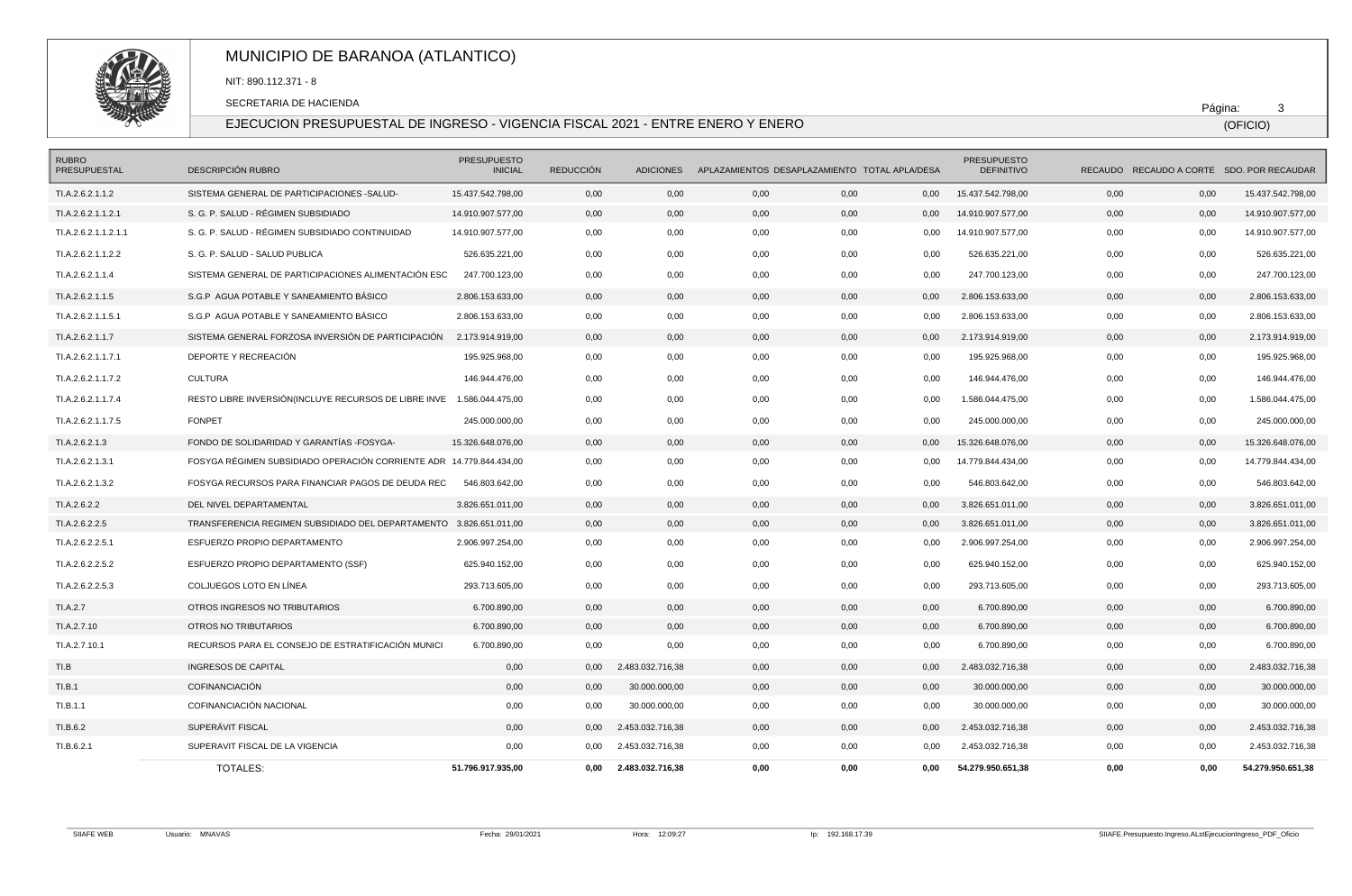# MUNICIPIO DE BARANOA (ATLANTICO)

NIT: 890.112.371 - 8

SECRETARIA DE HACIENDA

EJECUCION PRESUPUESTAL DE INGRESO - VIGENCIA FISCAL 2021 - ENTRE ENERO Y ENERO

(OFICIO)

| RUBRO PRESUPUESTAL | DESCRIPCIÓN RUBRO | PRESUPUESTO INICIAL | REDUCCIÓN | ADICIONES | APLAZAMIENTOS | DESAPLAZAMIENTO | TOTAL APLA/DESA | PRESUPUESTO DEFINITIVO | RECAUDO | RECAUDO A CORTE | SDO. POR RECAUDAR |
|---|---|---|---|---|---|---|---|---|---|---|---|
| TI.A.2.6.2.1.1.2 | SISTEMA GENERAL DE PARTICIPACIONES -SALUD- | 15.437.542.798,00 | 0,00 | 0,00 | 0,00 | 0,00 | 0,00 | 15.437.542.798,00 | 0,00 | 0,00 | 15.437.542.798,00 |
| TI.A.2.6.2.1.1.2.1 | S. G. P. SALUD - RÉGIMEN SUBSIDIADO | 14.910.907.577,00 | 0,00 | 0,00 | 0,00 | 0,00 | 0,00 | 14.910.907.577,00 | 0,00 | 0,00 | 14.910.907.577,00 |
| TI.A.2.6.2.1.1.2.1.1 | S. G. P. SALUD - RÉGIMEN SUBSIDIADO CONTINUIDAD | 14.910.907.577,00 | 0,00 | 0,00 | 0,00 | 0,00 | 0,00 | 14.910.907.577,00 | 0,00 | 0,00 | 14.910.907.577,00 |
| TI.A.2.6.2.1.1.2.2 | S. G. P. SALUD - SALUD PUBLICA | 526.635.221,00 | 0,00 | 0,00 | 0,00 | 0,00 | 0,00 | 526.635.221,00 | 0,00 | 0,00 | 526.635.221,00 |
| TI.A.2.6.2.1.1.4 | SISTEMA GENERAL DE PARTICIPACIONES ALIMENTACIÓN ESC | 247.700.123,00 | 0,00 | 0,00 | 0,00 | 0,00 | 0,00 | 247.700.123,00 | 0,00 | 0,00 | 247.700.123,00 |
| TI.A.2.6.2.1.1.5 | S.G.P AGUA POTABLE Y SANEAMIENTO BÁSICO | 2.806.153.633,00 | 0,00 | 0,00 | 0,00 | 0,00 | 0,00 | 2.806.153.633,00 | 0,00 | 0,00 | 2.806.153.633,00 |
| TI.A.2.6.2.1.1.5.1 | S.G.P AGUA POTABLE Y SANEAMIENTO BÁSICO | 2.806.153.633,00 | 0,00 | 0,00 | 0,00 | 0,00 | 0,00 | 2.806.153.633,00 | 0,00 | 0,00 | 2.806.153.633,00 |
| TI.A.2.6.2.1.1.7 | SISTEMA GENERAL FORZOSA INVERSIÓN DE PARTICIPACIÓN | 2.173.914.919,00 | 0,00 | 0,00 | 0,00 | 0,00 | 0,00 | 2.173.914.919,00 | 0,00 | 0,00 | 2.173.914.919,00 |
| TI.A.2.6.2.1.1.7.1 | DEPORTE Y RECREACIÓN | 195.925.968,00 | 0,00 | 0,00 | 0,00 | 0,00 | 0,00 | 195.925.968,00 | 0,00 | 0,00 | 195.925.968,00 |
| TI.A.2.6.2.1.1.7.2 | CULTURA | 146.944.476,00 | 0,00 | 0,00 | 0,00 | 0,00 | 0,00 | 146.944.476,00 | 0,00 | 0,00 | 146.944.476,00 |
| TI.A.2.6.2.1.1.7.4 | RESTO LIBRE INVERSIÓN(INCLUYE RECURSOS DE LIBRE INVE | 1.586.044.475,00 | 0,00 | 0,00 | 0,00 | 0,00 | 0,00 | 1.586.044.475,00 | 0,00 | 0,00 | 1.586.044.475,00 |
| TI.A.2.6.2.1.1.7.5 | FONPET | 245.000.000,00 | 0,00 | 0,00 | 0,00 | 0,00 | 0,00 | 245.000.000,00 | 0,00 | 0,00 | 245.000.000,00 |
| TI.A.2.6.2.1.3 | FONDO DE SOLIDARIDAD Y GARANTÍAS -FOSYGA- | 15.326.648.076,00 | 0,00 | 0,00 | 0,00 | 0,00 | 0,00 | 15.326.648.076,00 | 0,00 | 0,00 | 15.326.648.076,00 |
| TI.A.2.6.2.1.3.1 | FOSYGA RÉGIMEN SUBSIDIADO OPERACIÓN CORRIENTE ADR | 14.779.844.434,00 | 0,00 | 0,00 | 0,00 | 0,00 | 0,00 | 14.779.844.434,00 | 0,00 | 0,00 | 14.779.844.434,00 |
| TI.A.2.6.2.1.3.2 | FOSYGA RECURSOS PARA FINANCIAR PAGOS DE DEUDA REC | 546.803.642,00 | 0,00 | 0,00 | 0,00 | 0,00 | 0,00 | 546.803.642,00 | 0,00 | 0,00 | 546.803.642,00 |
| TI.A.2.6.2.2 | DEL NIVEL DEPARTAMENTAL | 3.826.651.011,00 | 0,00 | 0,00 | 0,00 | 0,00 | 0,00 | 3.826.651.011,00 | 0,00 | 0,00 | 3.826.651.011,00 |
| TI.A.2.6.2.2.5 | TRANSFERENCIA REGIMEN SUBSIDIADO DEL DEPARTAMENTO | 3.826.651.011,00 | 0,00 | 0,00 | 0,00 | 0,00 | 0,00 | 3.826.651.011,00 | 0,00 | 0,00 | 3.826.651.011,00 |
| TI.A.2.6.2.2.5.1 | ESFUERZO PROPIO DEPARTAMENTO | 2.906.997.254,00 | 0,00 | 0,00 | 0,00 | 0,00 | 0,00 | 2.906.997.254,00 | 0,00 | 0,00 | 2.906.997.254,00 |
| TI.A.2.6.2.2.5.2 | ESFUERZO PROPIO DEPARTAMENTO (SSF) | 625.940.152,00 | 0,00 | 0,00 | 0,00 | 0,00 | 0,00 | 625.940.152,00 | 0,00 | 0,00 | 625.940.152,00 |
| TI.A.2.6.2.2.5.3 | COLJUEGOS LOTO EN LÍNEA | 293.713.605,00 | 0,00 | 0,00 | 0,00 | 0,00 | 0,00 | 293.713.605,00 | 0,00 | 0,00 | 293.713.605,00 |
| TI.A.2.7 | OTROS INGRESOS NO TRIBUTARIOS | 6.700.890,00 | 0,00 | 0,00 | 0,00 | 0,00 | 0,00 | 6.700.890,00 | 0,00 | 0,00 | 6.700.890,00 |
| TI.A.2.7.10 | OTROS NO TRIBUTARIOS | 6.700.890,00 | 0,00 | 0,00 | 0,00 | 0,00 | 0,00 | 6.700.890,00 | 0,00 | 0,00 | 6.700.890,00 |
| TI.A.2.7.10.1 | RECURSOS PARA EL CONSEJO DE ESTRATIFICACIÓN MUNICI | 6.700.890,00 | 0,00 | 0,00 | 0,00 | 0,00 | 0,00 | 6.700.890,00 | 0,00 | 0,00 | 6.700.890,00 |
| TI.B | INGRESOS DE CAPITAL | 0,00 | 0,00 | 2.483.032.716,38 | 0,00 | 0,00 | 0,00 | 2.483.032.716,38 | 0,00 | 0,00 | 2.483.032.716,38 |
| TI.B.1 | COFINANCIACIÓN | 0,00 | 0,00 | 30.000.000,00 | 0,00 | 0,00 | 0,00 | 30.000.000,00 | 0,00 | 0,00 | 30.000.000,00 |
| TI.B.1.1 | COFINANCIACIÓN NACIONAL | 0,00 | 0,00 | 30.000.000,00 | 0,00 | 0,00 | 0,00 | 30.000.000,00 | 0,00 | 0,00 | 30.000.000,00 |
| TI.B.6.2 | SUPERÁVIT FISCAL | 0,00 | 0,00 | 2.453.032.716,38 | 0,00 | 0,00 | 0,00 | 2.453.032.716,38 | 0,00 | 0,00 | 2.453.032.716,38 |
| TI.B.6.2.1 | SUPERAVIT FISCAL DE LA VIGENCIA | 0,00 | 0,00 | 2.453.032.716,38 | 0,00 | 0,00 | 0,00 | 2.453.032.716,38 | 0,00 | 0,00 | 2.453.032.716,38 |
| | **TOTALES:** | **51.796.917.935,00** | **0,00** | **2.483.032.716,38** | **0,00** | **0,00** | **0,00** | **54.279.950.651,38** | **0,00** | **0,00** | **54.279.950.651,38** |

SIIAFE WEB Usuario: MNAVAS Fecha: 29/01/2021 Hora: 12:09:27 Ip: 192.168.17.39 SIIAFE.Presupuesto.Ingreso.ALstEjecucionIngreso_PDF_Oficio